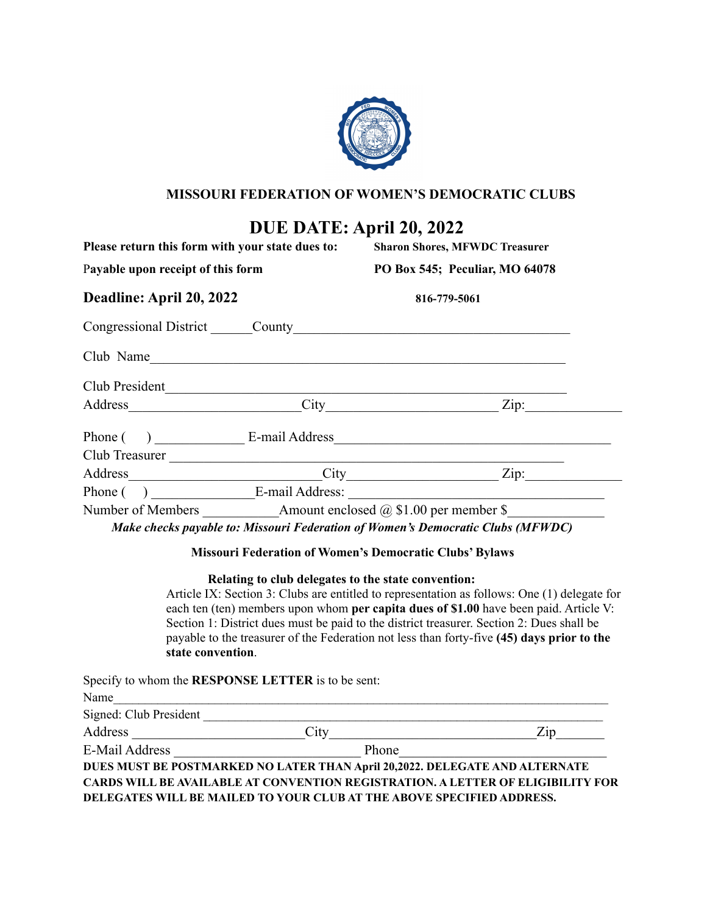## MISSOURI FEDERATION OF WOMEN'S DEMOCRATIC CLUBS

# DUE DATE: April 20, 2022

**Please return this form with your state dues to:** **Sharon Shores, MFWDC Treasurer**

**Payable upon receipt of this form** **PO Box 545; Peculiar, MO 64078**

**Deadline: April 20, 2022** **816-779-5061**

Congressional District ______County________________________________________

Club Name______________________________________________________________

Club President___________________________________________________________

Address________________________City__________________________ Zip:______________

Phone ( ) _____________ E-mail Address_______________________________________

Club Treasurer ___________________________________________________________

Address__________________________City______________________ Zip:______________

Phone ( ) _______________E-mail Address: ___________________________________

Number of Members ___________Amount enclosed @ $1.00 per member $_____________

***Make checks payable to: Missouri Federation of Women's Democratic Clubs (MFWDC)***

**Missouri Federation of Women's Democratic Clubs' Bylaws**

**Relating to club delegates to the state convention:**

Article IX: Section 3: Clubs are entitled to representation as follows: One (1) delegate for each ten (ten) members upon whom **per capita dues of $1.00** have been paid. Article V: Section 1: District dues must be paid to the district treasurer. Section 2: Dues shall be payable to the treasurer of the Federation not less than forty-five **(45) days prior to the state convention**.

Specify to whom the **RESPONSE LETTER** is to be sent:

Name_____________________________________________________________________

Signed: Club President ______________________________________________________

Address ________________________City_____________________________Zip_______

E-Mail Address ___________________________ Phone___________________________

**DUES MUST BE POSTMARKED NO LATER THAN April 20,2022. DELEGATE AND ALTERNATE CARDS WILL BE AVAILABLE AT CONVENTION REGISTRATION. A LETTER OF ELIGIBILITY FOR DELEGATES WILL BE MAILED TO YOUR CLUB AT THE ABOVE SPECIFIED ADDRESS.**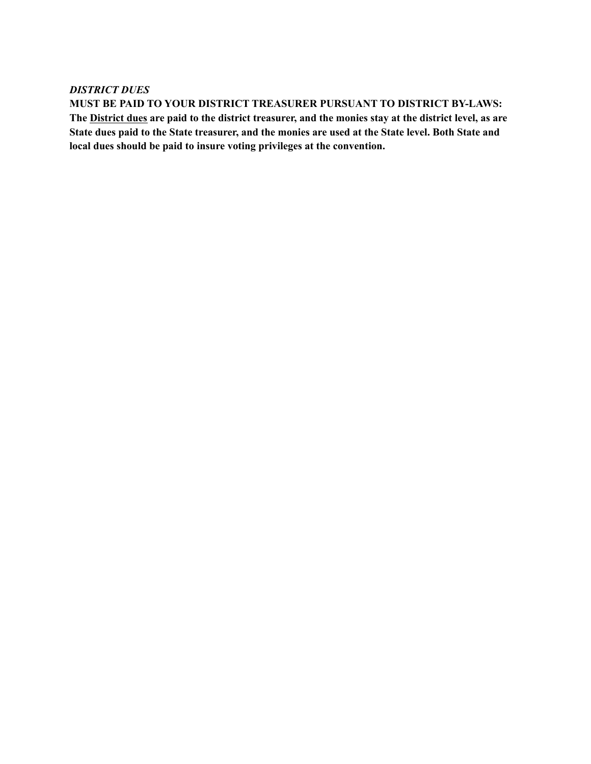*DISTRICT DUES*

**MUST BE PAID TO YOUR DISTRICT TREASURER PURSUANT TO DISTRICT BY-LAWS: The <u>District dues</u> are paid to the district treasurer, and the monies stay at the district level, as are State dues paid to the State treasurer, and the monies are used at the State level. Both State and local dues should be paid to insure voting privileges at the convention.**